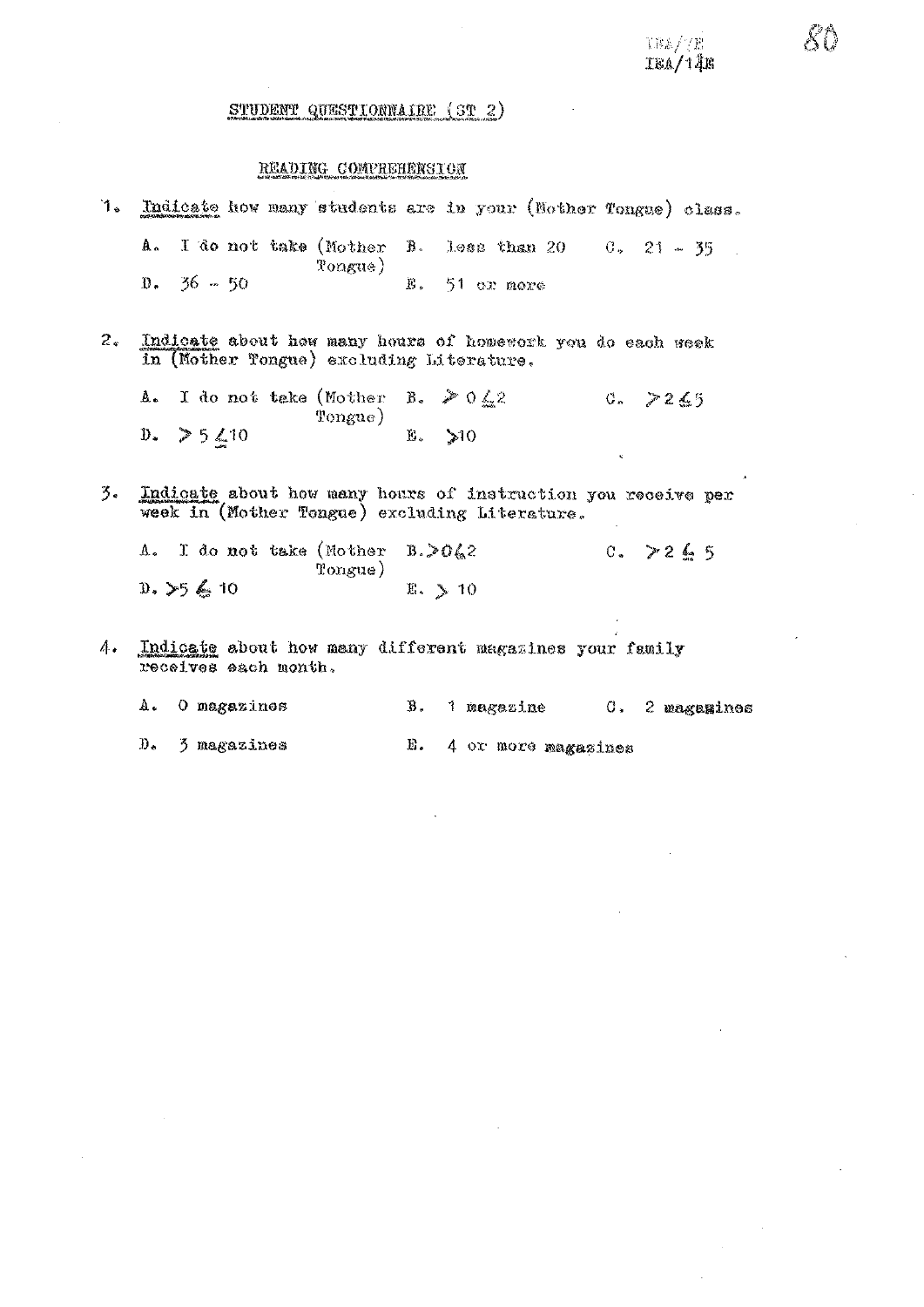IEA/14E

## STUDENT QUESTIONNAIRE (ST 2)

### READING COMPREHENSION

1. Indicate how many students are in your (Mother Tongue) class.

   A. I do not take (Mother Tongue)  B. Less than 20  C. 21 – 35
   D. 36 – 50  E. 51 or more

2. Indicate about how many hours of homework you do each week in (Mother Tongue) excluding Literature.

   A. I do not take (Mother Tongue)  B. $> 0 \leq 2$  C. $> 2 \leq 5$
   D. $> 5 \leq 10$  E. $> 10$

3. Indicate about how many hours of instruction you receive per week in (Mother Tongue) excluding Literature.

   A. I do not take (Mother Tongue)  B. $> 0 \leq 2$  C. $> 2 \leq 5$
   D. $> 5 \leq 10$  E. $> 10$

4. Indicate about how many different magazines your family receives each month.

   A. 0 magazines  B. 1 magazine  C. 2 magazines
   D. 3 magazines  E. 4 or more magazines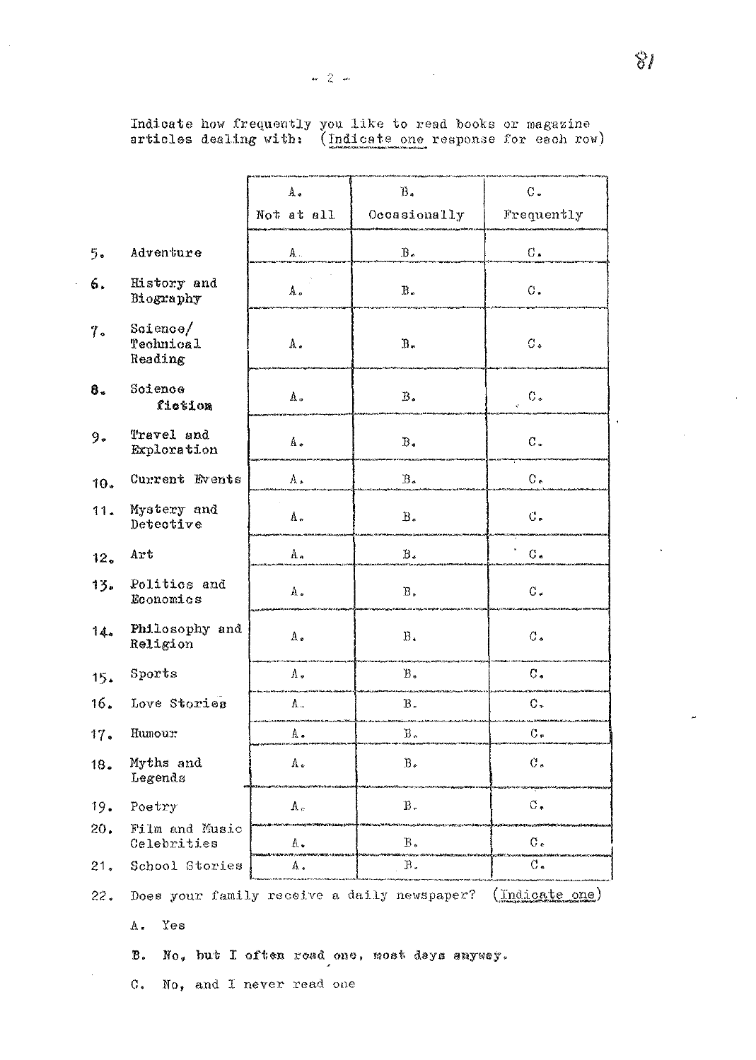Indicate how frequently you like to read books or magazine articles dealing with: (Indicate one response for each row)

| | | A. Not at all | B. Occasionally | C. Frequently |
|---|---|---|---|---|
| 5. | Adventure | A. | B. | C. |
| 6. | History and Biography | A. | B. | C. |
| 7. | Science/ Technical Reading | A. | B. | C. |
| 8. | Science fiction | A. | B. | C. |
| 9. | Travel and Exploration | A. | B. | C. |
| 10. | Current Events | A. | B. | C. |
| 11. | Mystery and Detective | A. | B. | C. |
| 12. | Art | A. | B. | C. |
| 13. | Politics and Economics | A. | B. | C. |
| 14. | Philosophy and Religion | A. | B. | C. |
| 15. | Sports | A. | B. | C. |
| 16. | Love Stories | A. | B. | C. |
| 17. | Humour | A. | B. | C. |
| 18. | Myths and Legends | A. | B. | C. |
| 19. | Poetry | A. | B. | C. |
| 20. | Film and Music Celebrities | A. | B. | C. |
| 21. | School Stories | A. | B. | C. |

22. Does your family receive a daily newspaper? (Indicate one)

A. Yes

B. No, but I often read one, most days anyway.

C. No, and I never read one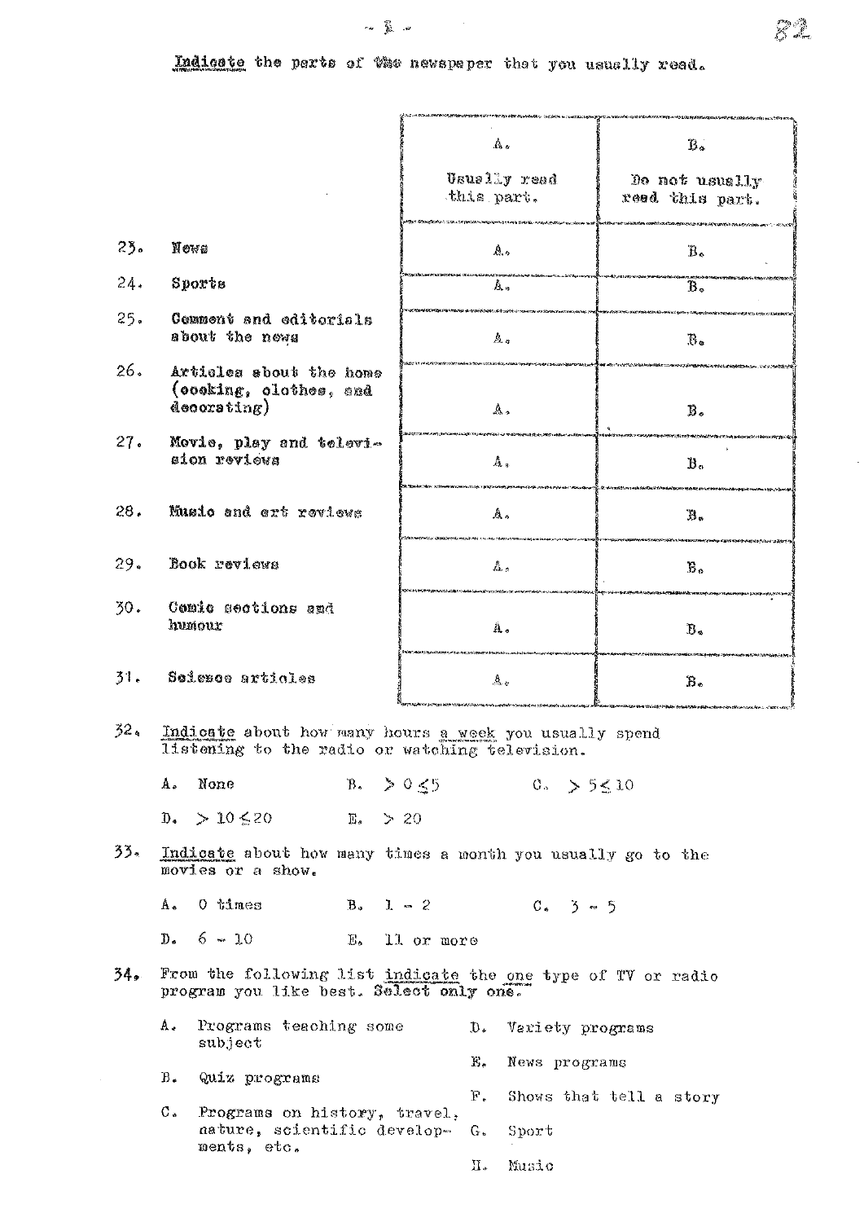Indicate the parts of the newspaper that you usually read.

| | A. Usually read this part. | B. Do not usually read this part. |
|---|---|---|
| 23. News | A. | B. |
| 24. Sports | A. | B. |
| 25. Comment and editorials about the news | A. | B. |
| 26. Articles about the home (cooking, clothes, and decorating) | A. | B. |
| 27. Movie, play and television reviews | A. | B. |
| 28. Music and art reviews | A. | B. |
| 29. Book reviews | A. | B. |
| 30. Comic sections and humour | A. | B. |
| 31. Science articles | A. | B. |

32. Indicate about how many hours a week you usually spend listening to the radio or watching television.

    A. None  B. $> 0 \leq 5$  C. $> 5 \leq 10$

    D. $> 10 \leq 20$  E. $> 20$

33. Indicate about how many times a month you usually go to the movies or a show.

    A. 0 times  B. 1 - 2  C. 3 - 5

    D. 6 - 10  E. 11 or more

34. From the following list indicate the one type of TV or radio program you like best. Select only one.

    A. Programs teaching some subject

    B. Quiz programs

    C. Programs on history, travel, nature, scientific developments, etc.

    D. Variety programs

    E. News programs

    F. Shows that tell a story

    G. Sport

    H. Music